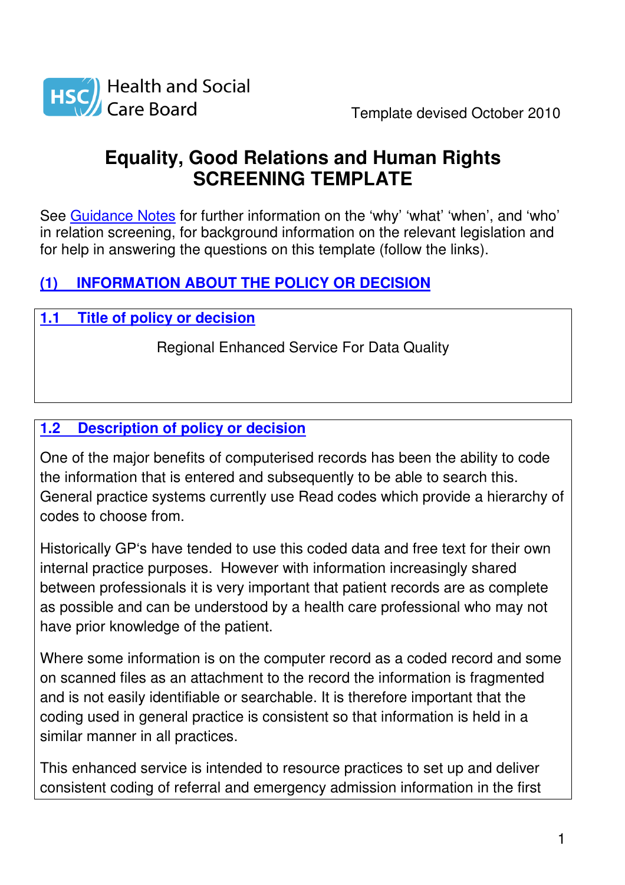Health and Social Care Board

Template devised October 2010

# Equality, Good Relations and Human Rights SCREENING TEMPLATE

See Guidance Notes for further information on the 'why' 'what' 'when', and 'who' in relation screening, for background information on the relevant legislation and for help in answering the questions on this template (follow the links).

## (1) INFORMATION ABOUT THE POLICY OR DECISION

### 1.1 Title of policy or decision

Regional Enhanced Service For Data Quality

### 1.2 Description of policy or decision

One of the major benefits of computerised records has been the ability to code the information that is entered and subsequently to be able to search this. General practice systems currently use Read codes which provide a hierarchy of codes to choose from.

Historically GP's have tended to use this coded data and free text for their own internal practice purposes. However with information increasingly shared between professionals it is very important that patient records are as complete as possible and can be understood by a health care professional who may not have prior knowledge of the patient.

Where some information is on the computer record as a coded record and some on scanned files as an attachment to the record the information is fragmented and is not easily identifiable or searchable. It is therefore important that the coding used in general practice is consistent so that information is held in a similar manner in all practices.

This enhanced service is intended to resource practices to set up and deliver consistent coding of referral and emergency admission information in the first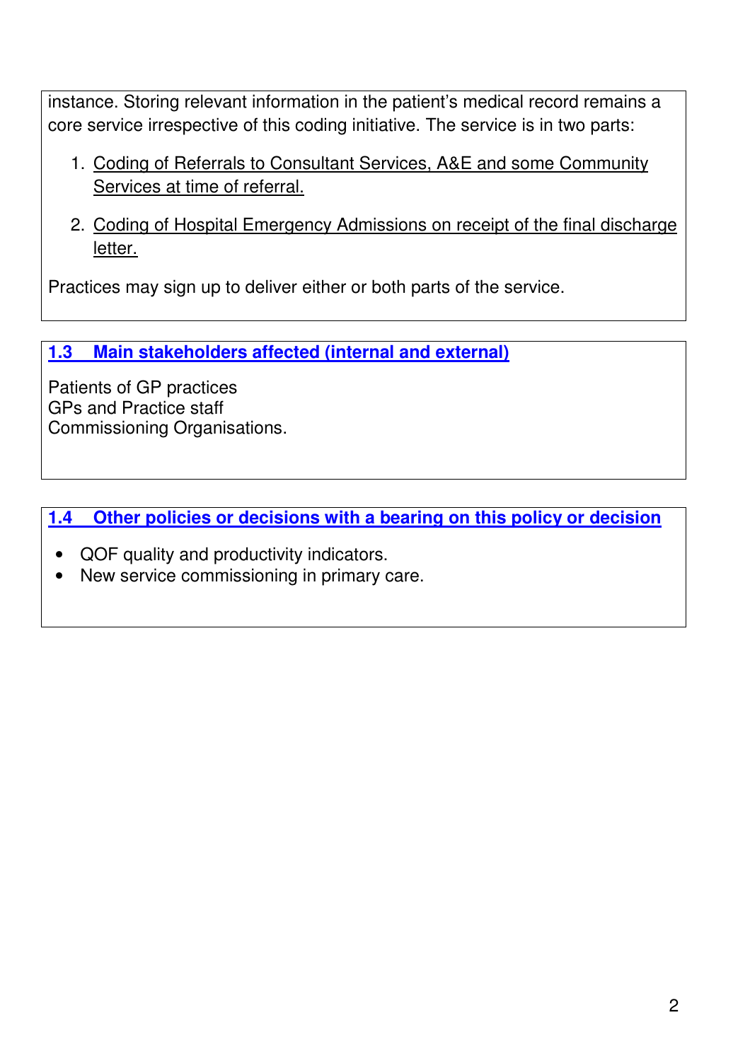instance. Storing relevant information in the patient's medical record remains a core service irrespective of this coding initiative. The service is in two parts:

1. Coding of Referrals to Consultant Services, A&E and some Community Services at time of referral.

2. Coding of Hospital Emergency Admissions on receipt of the final discharge letter.

Practices may sign up to deliver either or both parts of the service.

### 1.3 Main stakeholders affected (internal and external)

Patients of GP practices
GPs and Practice staff
Commissioning Organisations.

### 1.4 Other policies or decisions with a bearing on this policy or decision

- QOF quality and productivity indicators.
- New service commissioning in primary care.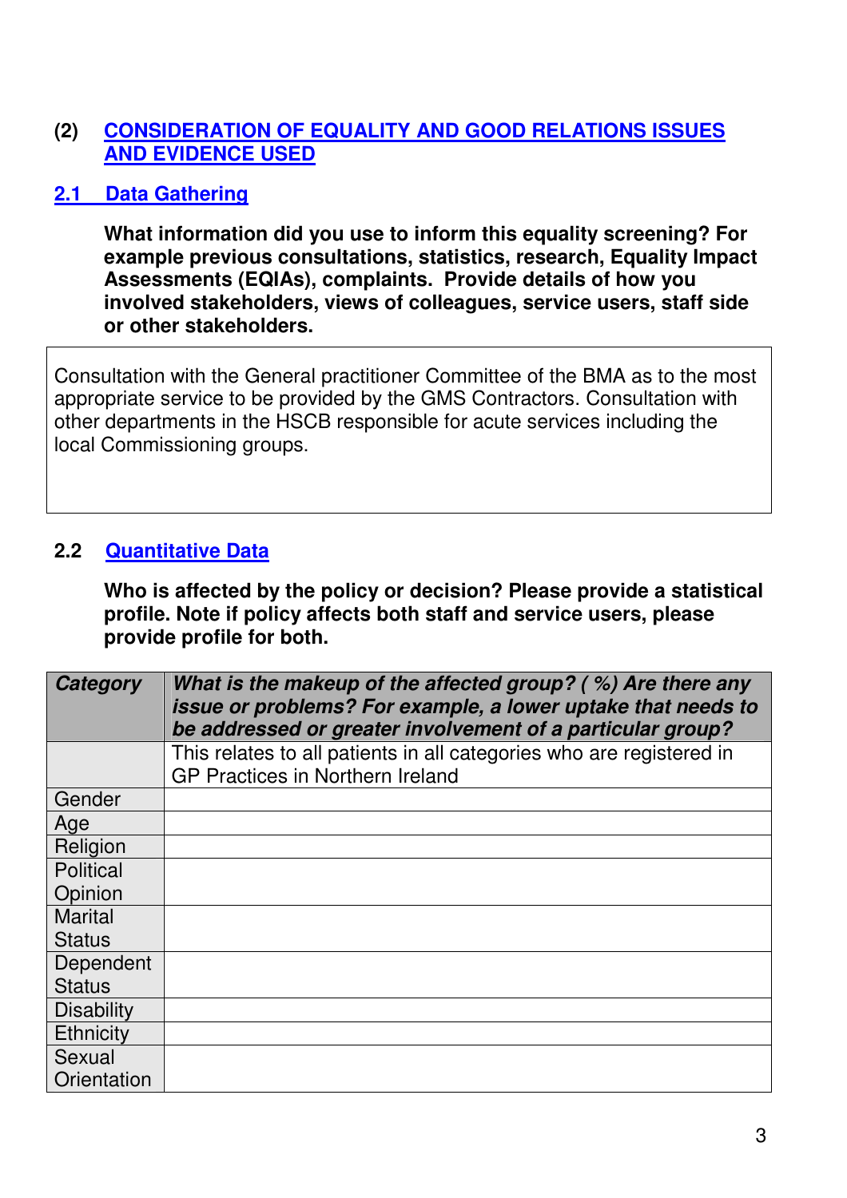## (2) CONSIDERATION OF EQUALITY AND GOOD RELATIONS ISSUES AND EVIDENCE USED

### 2.1 Data Gathering

**What information did you use to inform this equality screening? For example previous consultations, statistics, research, Equality Impact Assessments (EQIAs), complaints. Provide details of how you involved stakeholders, views of colleagues, service users, staff side or other stakeholders.**

Consultation with the General practitioner Committee of the BMA as to the most appropriate service to be provided by the GMS Contractors. Consultation with other departments in the HSCB responsible for acute services including the local Commissioning groups.

### 2.2 Quantitative Data

**Who is affected by the policy or decision? Please provide a statistical profile. Note if policy affects both staff and service users, please provide profile for both.**

| ***Category*** | ***What is the makeup of the affected group? ( %) Are there any issue or problems? For example, a lower uptake that needs to be addressed or greater involvement of a particular group?*** |
|---|---|
| | This relates to all patients in all categories who are registered in GP Practices in Northern Ireland |
| Gender | |
| Age | |
| Religion | |
| Political Opinion | |
| Marital Status | |
| Dependent Status | |
| Disability | |
| Ethnicity | |
| Sexual Orientation | |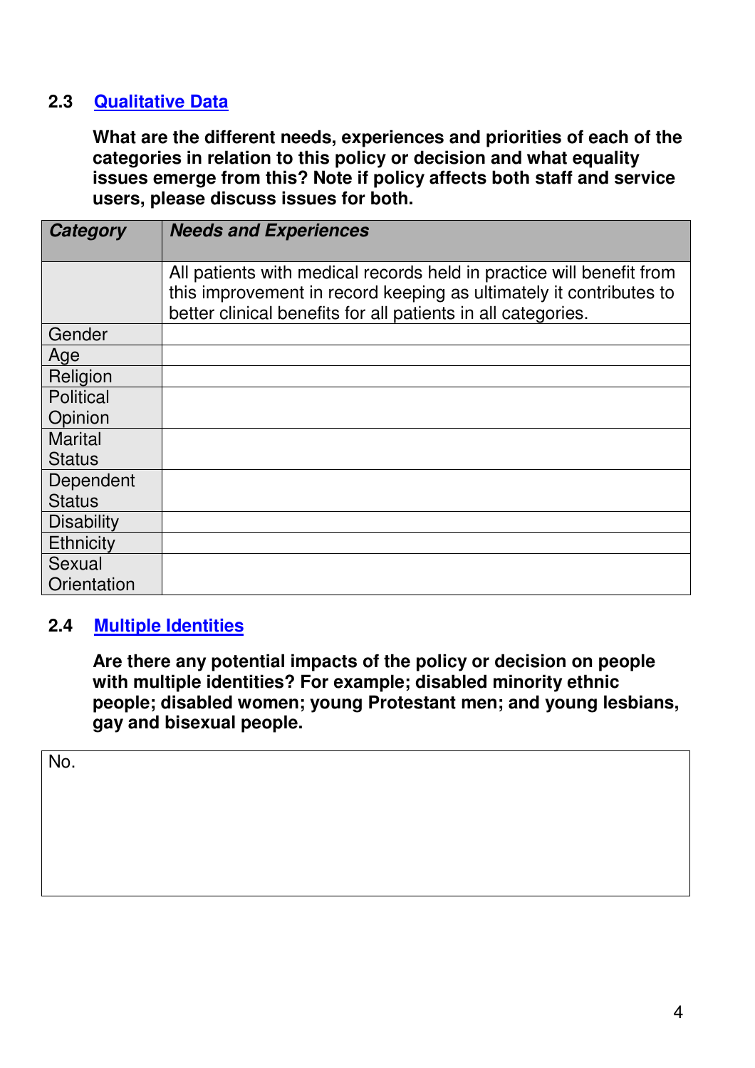## 2.3 Qualitative Data

**What are the different needs, experiences and priorities of each of the categories in relation to this policy or decision and what equality issues emerge from this? Note if policy affects both staff and service users, please discuss issues for both.**

| ***Category*** | ***Needs and Experiences*** |
|---|---|
| | All patients with medical records held in practice will benefit from this improvement in record keeping as ultimately it contributes to better clinical benefits for all patients in all categories. |
| Gender | |
| Age | |
| Religion | |
| Political Opinion | |
| Marital Status | |
| Dependent Status | |
| Disability | |
| Ethnicity | |
| Sexual Orientation | |

## 2.4 Multiple Identities

**Are there any potential impacts of the policy or decision on people with multiple identities? For example; disabled minority ethnic people; disabled women; young Protestant men; and young lesbians, gay and bisexual people.**

| No. |
|---|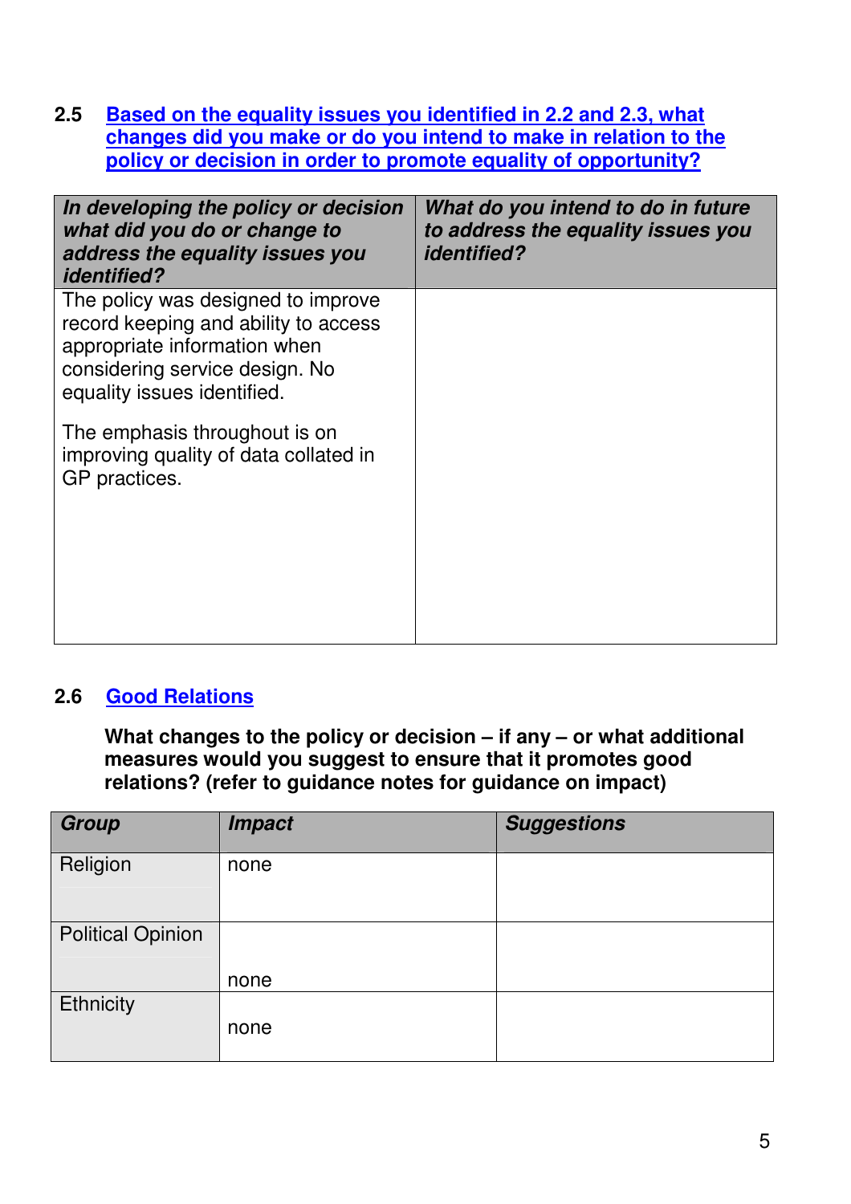## 2.5 Based on the equality issues you identified in 2.2 and 2.3, what changes did you make or do you intend to make in relation to the policy or decision in order to promote equality of opportunity?

| *In developing the policy or decision what did you do or change to address the equality issues you identified?* | *What do you intend to do in future to address the equality issues you identified?* |
|---|---|
| The policy was designed to improve record keeping and ability to access appropriate information when considering service design. No equality issues identified.<br><br>The emphasis throughout is on improving quality of data collated in GP practices. | |

## 2.6 Good Relations

**What changes to the policy or decision – if any – or what additional measures would you suggest to ensure that it promotes good relations? (refer to guidance notes for guidance on impact)**

| *Group* | *Impact* | *Suggestions* |
|---|---|---|
| Religion | none | |
| Political Opinion | none | |
| Ethnicity | none | |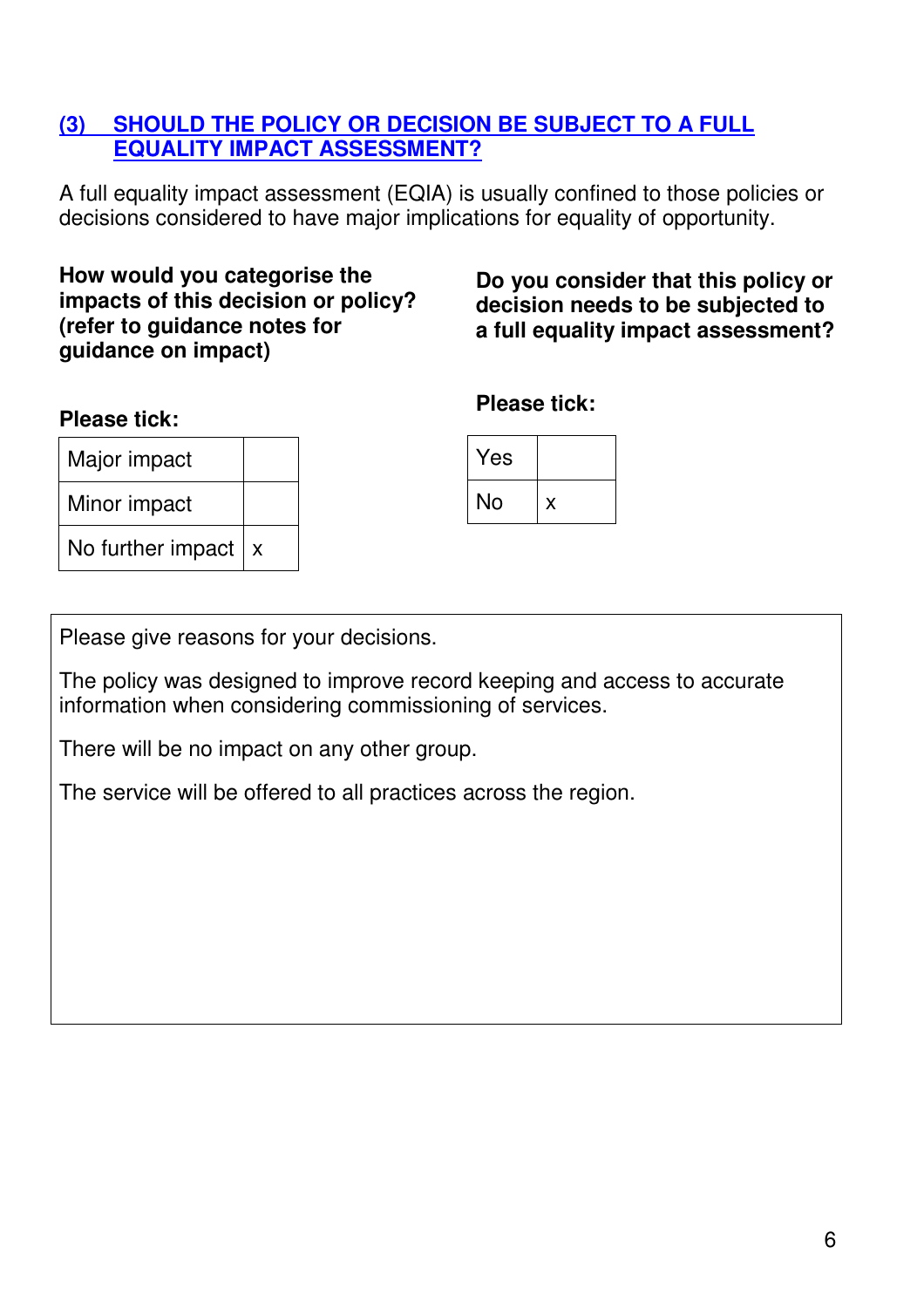## (3) SHOULD THE POLICY OR DECISION BE SUBJECT TO A FULL EQUALITY IMPACT ASSESSMENT?

A full equality impact assessment (EQIA) is usually confined to those policies or decisions considered to have major implications for equality of opportunity.

**How would you categorise the impacts of this decision or policy? (refer to guidance notes for guidance on impact)**

**Please tick:**

| | |
|---|---|
| Major impact | |
| Minor impact | |
| No further impact | x |

**Do you consider that this policy or decision needs to be subjected to a full equality impact assessment?**

**Please tick:**

| | |
|---|---|
| Yes | |
| No | x |

Please give reasons for your decisions.

The policy was designed to improve record keeping and access to accurate information when considering commissioning of services.

There will be no impact on any other group.

The service will be offered to all practices across the region.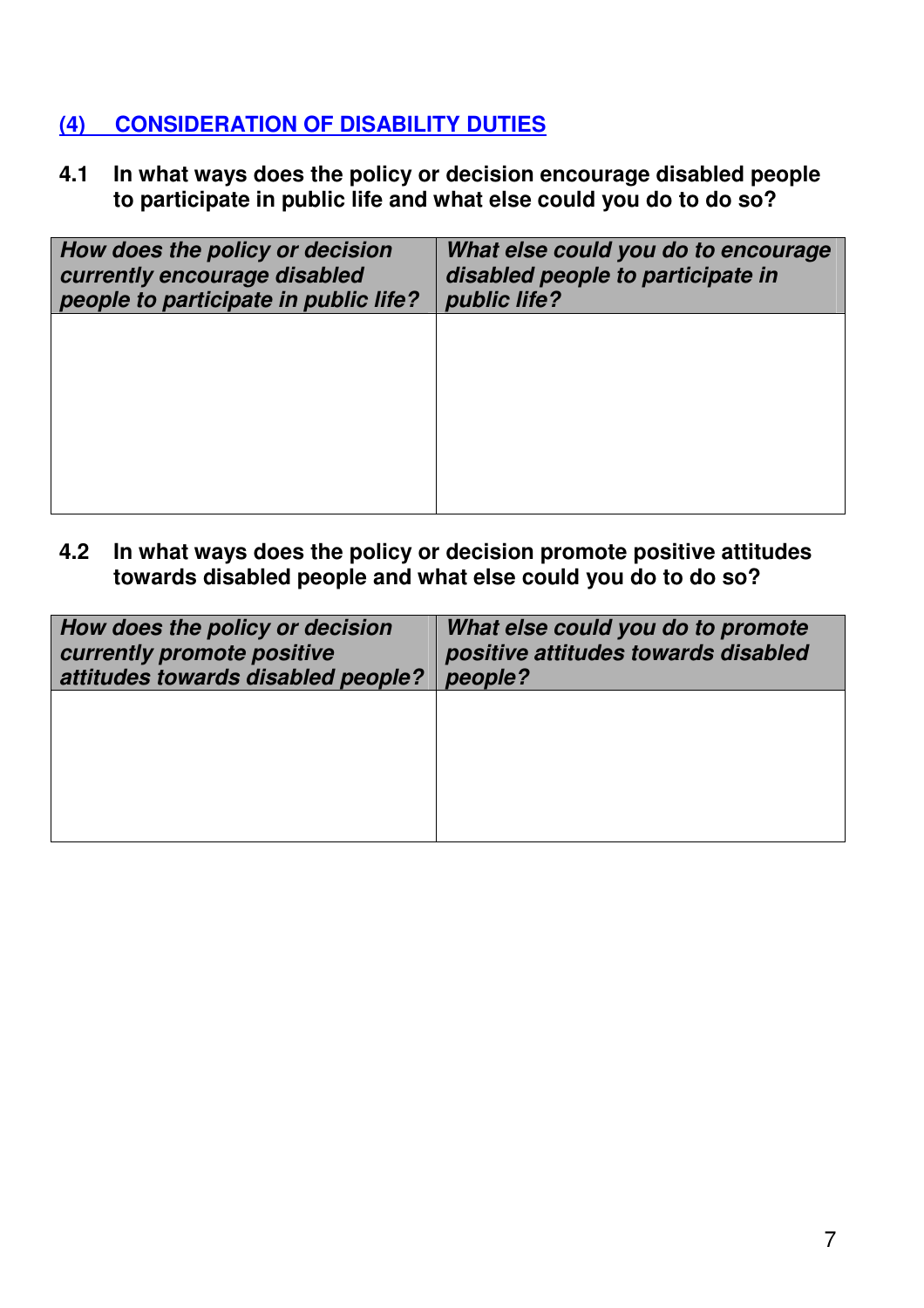## (4) CONSIDERATION OF DISABILITY DUTIES

**4.1 In what ways does the policy or decision encourage disabled people to participate in public life and what else could you do to do so?**

| *How does the policy or decision currently encourage disabled people to participate in public life?* | *What else could you do to encourage disabled people to participate in public life?* |
| --- | --- |
| | |

**4.2 In what ways does the policy or decision promote positive attitudes towards disabled people and what else could you do to do so?**

| *How does the policy or decision currently promote positive attitudes towards disabled people?* | *What else could you do to promote positive attitudes towards disabled people?* |
| --- | --- |
| | |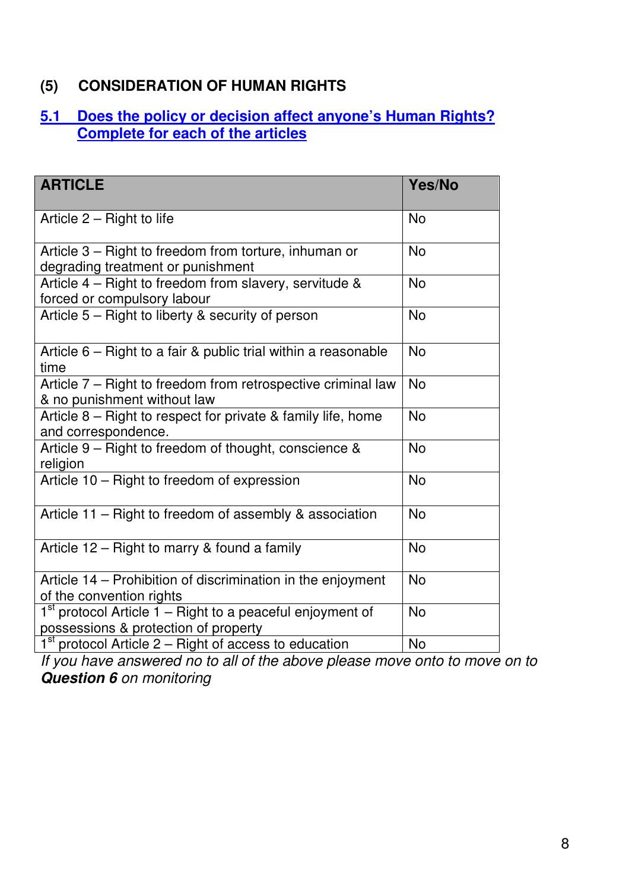## (5) CONSIDERATION OF HUMAN RIGHTS

### 5.1 Does the policy or decision affect anyone's Human Rights? Complete for each of the articles

| ARTICLE | Yes/No |
|---|---|
| Article 2 – Right to life | No |
| Article 3 – Right to freedom from torture, inhuman or degrading treatment or punishment | No |
| Article 4 – Right to freedom from slavery, servitude & forced or compulsory labour | No |
| Article 5 – Right to liberty & security of person | No |
| Article 6 – Right to a fair & public trial within a reasonable time | No |
| Article 7 – Right to freedom from retrospective criminal law & no punishment without law | No |
| Article 8 – Right to respect for private & family life, home and correspondence. | No |
| Article 9 – Right to freedom of thought, conscience & religion | No |
| Article 10 – Right to freedom of expression | No |
| Article 11 – Right to freedom of assembly & association | No |
| Article 12 – Right to marry & found a family | No |
| Article 14 – Prohibition of discrimination in the enjoyment of the convention rights | No |
| 1st protocol Article 1 – Right to a peaceful enjoyment of possessions & protection of property | No |
| 1st protocol Article 2 – Right of access to education | No |

*If you have answered no to all of the above please move onto to move on to **Question 6** on monitoring*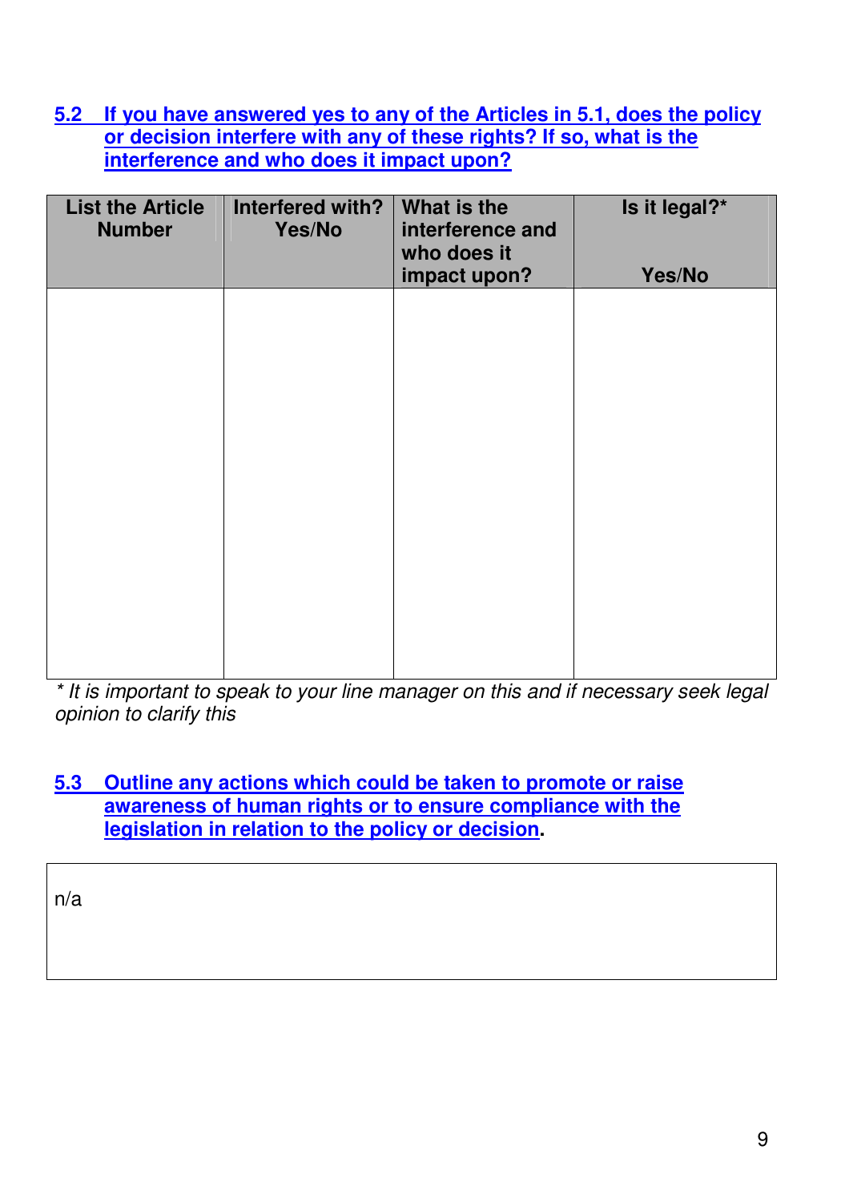### 5.2 If you have answered yes to any of the Articles in 5.1, does the policy or decision interfere with any of these rights? If so, what is the interference and who does it impact upon?

| List the Article Number | Interfered with? Yes/No | What is the interference and who does it impact upon? | Is it legal?* Yes/No |
|---|---|---|---|
| | | | |

*\* It is important to speak to your line manager on this and if necessary seek legal opinion to clarify this*

### 5.3 Outline any actions which could be taken to promote or raise awareness of human rights or to ensure compliance with the legislation in relation to the policy or decision.

n/a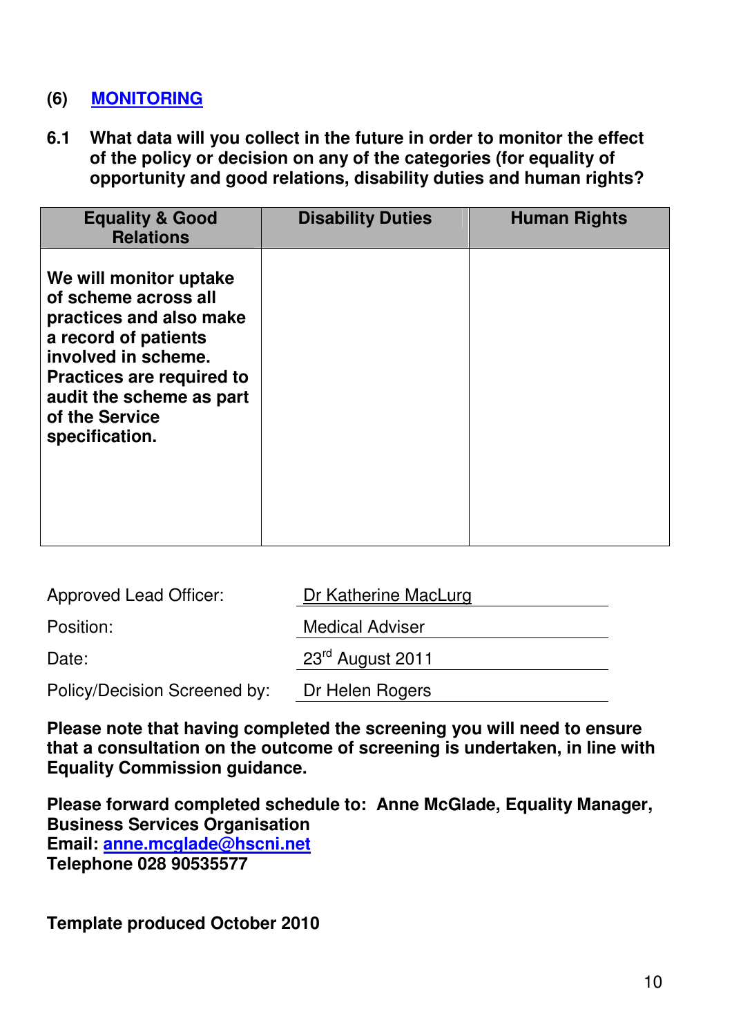## (6) MONITORING

**6.1 What data will you collect in the future in order to monitor the effect of the policy or decision on any of the categories (for equality of opportunity and good relations, disability duties and human rights?**

| Equality & Good Relations | Disability Duties | Human Rights |
|---|---|---|
| **We will monitor uptake of scheme across all practices and also make a record of patients involved in scheme. Practices are required to audit the scheme as part of the Service specification.** | | |

| | |
|---|---|
| Approved Lead Officer: | Dr Katherine MacLurg |
| Position: | Medical Adviser |
| Date: | 23rd August 2011 |
| Policy/Decision Screened by: | Dr Helen Rogers |

**Please note that having completed the screening you will need to ensure that a consultation on the outcome of screening is undertaken, in line with Equality Commission guidance.**

**Please forward completed schedule to: Anne McGlade, Equality Manager, Business Services Organisation**
**Email: anne.mcglade@hscni.net**
**Telephone 028 90535577**

**Template produced October 2010**